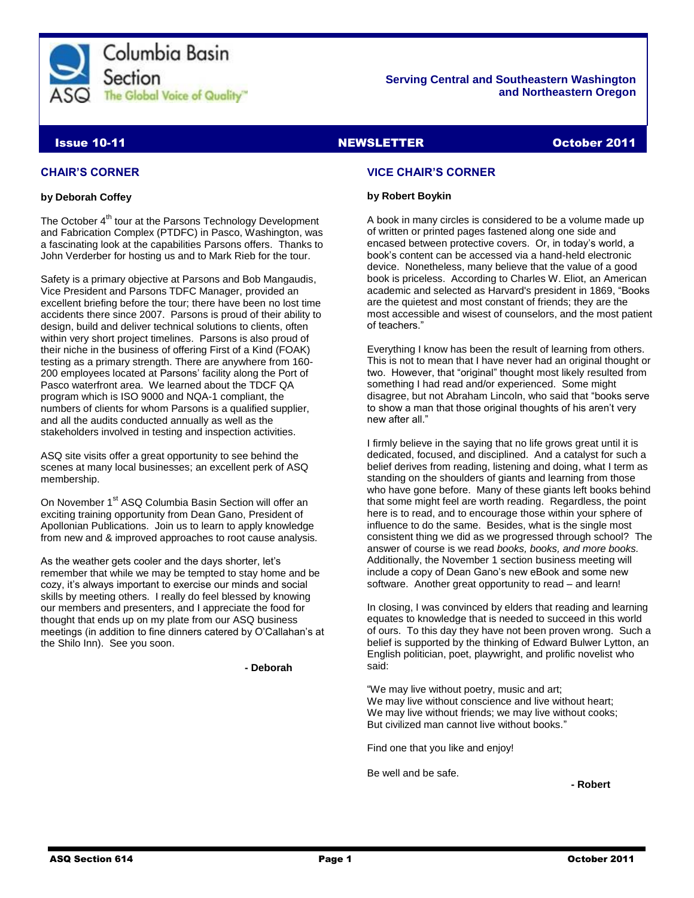Columbia Basin Section

ASQ The Global Voice of Quality™

**Serving Central and Southeastern Washington and Northeastern Oregon**

**Issue 10-11** **NEWSLETTER** **October 2011**

## CHAIR'S CORNER

**by Deborah Coffey**

The October 4th tour at the Parsons Technology Development and Fabrication Complex (PTDFC) in Pasco, Washington, was a fascinating look at the capabilities Parsons offers. Thanks to John Verderber for hosting us and to Mark Rieb for the tour.

Safety is a primary objective at Parsons and Bob Mangaudis, Vice President and Parsons TDFC Manager, provided an excellent briefing before the tour; there have been no lost time accidents there since 2007. Parsons is proud of their ability to design, build and deliver technical solutions to clients, often within very short project timelines. Parsons is also proud of their niche in the business of offering First of a Kind (FOAK) testing as a primary strength. There are anywhere from 160-200 employees located at Parsons' facility along the Port of Pasco waterfront area. We learned about the TDCF QA program which is ISO 9000 and NQA-1 compliant, the numbers of clients for whom Parsons is a qualified supplier, and all the audits conducted annually as well as the stakeholders involved in testing and inspection activities.

ASQ site visits offer a great opportunity to see behind the scenes at many local businesses; an excellent perk of ASQ membership.

On November 1st ASQ Columbia Basin Section will offer an exciting training opportunity from Dean Gano, President of Apollonian Publications. Join us to learn to apply knowledge from new and & improved approaches to root cause analysis.

As the weather gets cooler and the days shorter, let's remember that while we may be tempted to stay home and be cozy, it's always important to exercise our minds and social skills by meeting others. I really do feel blessed by knowing our members and presenters, and I appreciate the food for thought that ends up on my plate from our ASQ business meetings (in addition to fine dinners catered by O'Callahan's at the Shilo Inn). See you soon.

**- Deborah**

## VICE CHAIR'S CORNER

**by Robert Boykin**

A book in many circles is considered to be a volume made up of written or printed pages fastened along one side and encased between protective covers. Or, in today's world, a book's content can be accessed via a hand-held electronic device. Nonetheless, many believe that the value of a good book is priceless. According to Charles W. Eliot, an American academic and selected as Harvard's president in 1869, "Books are the quietest and most constant of friends; they are the most accessible and wisest of counselors, and the most patient of teachers."

Everything I know has been the result of learning from others. This is not to mean that I have never had an original thought or two. However, that "original" thought most likely resulted from something I had read and/or experienced. Some might disagree, but not Abraham Lincoln, who said that "books serve to show a man that those original thoughts of his aren't very new after all."

I firmly believe in the saying that no life grows great until it is dedicated, focused, and disciplined. And a catalyst for such a belief derives from reading, listening and doing, what I term as standing on the shoulders of giants and learning from those who have gone before. Many of these giants left books behind that some might feel are worth reading. Regardless, the point here is to read, and to encourage those within your sphere of influence to do the same. Besides, what is the single most consistent thing we did as we progressed through school? The answer of course is we read *books, books, and more books.* Additionally, the November 1 section business meeting will include a copy of Dean Gano's new eBook and some new software. Another great opportunity to read – and learn!

In closing, I was convinced by elders that reading and learning equates to knowledge that is needed to succeed in this world of ours. To this day they have not been proven wrong. Such a belief is supported by the thinking of Edward Bulwer Lytton, an English politician, poet, playwright, and prolific novelist who said:

"We may live without poetry, music and art;
We may live without conscience and live without heart;
We may live without friends; we may live without cooks;
But civilized man cannot live without books."

Find one that you like and enjoy!

Be well and be safe.

**- Robert**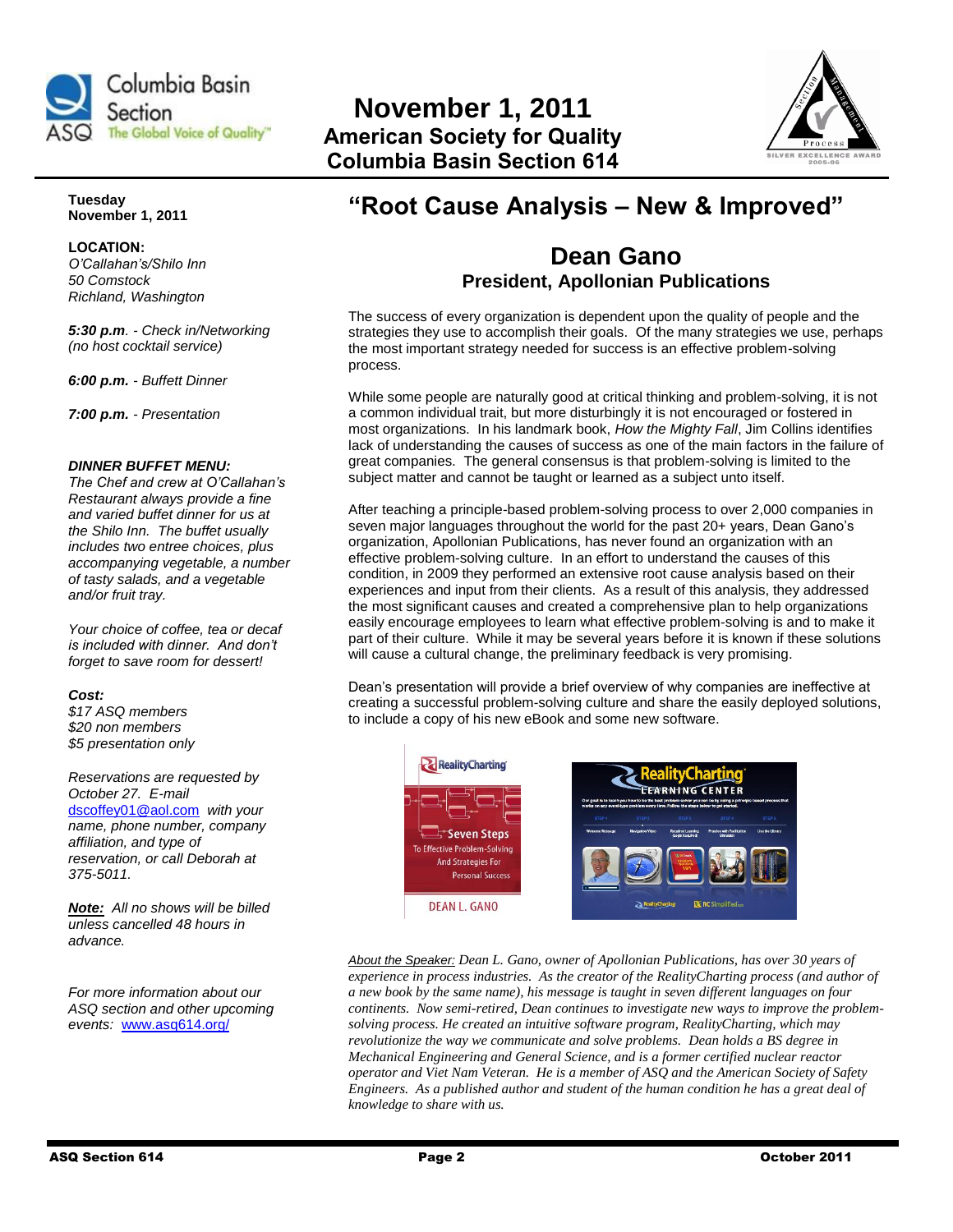# November 1, 2011
## American Society for Quality
## Columbia Basin Section 614

**Tuesday**
**November 1, 2011**

**LOCATION:**
*O'Callahan's/Shilo Inn*
*50 Comstock*
*Richland, Washington*

***5:30 p.m****. - Check in/Networking (no host cocktail service)*

***6:00 p.m.*** *- Buffett Dinner*

***7:00 p.m.*** *- Presentation*

***DINNER BUFFET MENU:***
*The Chef and crew at O'Callahan's Restaurant always provide a fine and varied buffet dinner for us at the Shilo Inn. The buffet usually includes two entree choices, plus accompanying vegetable, a number of tasty salads, and a vegetable and/or fruit tray.*

*Your choice of coffee, tea or decaf is included with dinner. And don't forget to save room for dessert!*

***Cost:***
*$17 ASQ members*
*$20 non members*
*$5 presentation only*

*Reservations are requested by October 27. E-mail* dscoffey01@aol.com *with your name, phone number, company affiliation, and type of reservation, or call Deborah at 375-5011.*

***Note:*** *All no shows will be billed unless cancelled 48 hours in advance.*

*For more information about our ASQ section and other upcoming events:* www.asq614.org/

# "Root Cause Analysis – New & Improved"

## Dean Gano
### President, Apollonian Publications

The success of every organization is dependent upon the quality of people and the strategies they use to accomplish their goals. Of the many strategies we use, perhaps the most important strategy needed for success is an effective problem-solving process.

While some people are naturally good at critical thinking and problem-solving, it is not a common individual trait, but more disturbingly it is not encouraged or fostered in most organizations. In his landmark book, *How the Mighty Fall*, Jim Collins identifies lack of understanding the causes of success as one of the main factors in the failure of great companies. The general consensus is that problem-solving is limited to the subject matter and cannot be taught or learned as a subject unto itself.

After teaching a principle-based problem-solving process to over 2,000 companies in seven major languages throughout the world for the past 20+ years, Dean Gano's organization, Apollonian Publications, has never found an organization with an effective problem-solving culture. In an effort to understand the causes of this condition, in 2009 they performed an extensive root cause analysis based on their experiences and input from their clients. As a result of this analysis, they addressed the most significant causes and created a comprehensive plan to help organizations easily encourage employees to learn what effective problem-solving is and to make it part of their culture. While it may be several years before it is known if these solutions will cause a cultural change, the preliminary feedback is very promising.

Dean's presentation will provide a brief overview of why companies are ineffective at creating a successful problem-solving culture and share the easily deployed solutions, to include a copy of his new eBook and some new software.

*About the Speaker:* *Dean L. Gano, owner of Apollonian Publications, has over 30 years of experience in process industries. As the creator of the RealityCharting process (and author of a new book by the same name), his message is taught in seven different languages on four continents. Now semi-retired, Dean continues to investigate new ways to improve the problem-solving process. He created an intuitive software program, RealityCharting, which may revolutionize the way we communicate and solve problems. Dean holds a BS degree in Mechanical Engineering and General Science, and is a former certified nuclear reactor operator and Viet Nam Veteran. He is a member of ASQ and the American Society of Safety Engineers. As a published author and student of the human condition he has a great deal of knowledge to share with us.*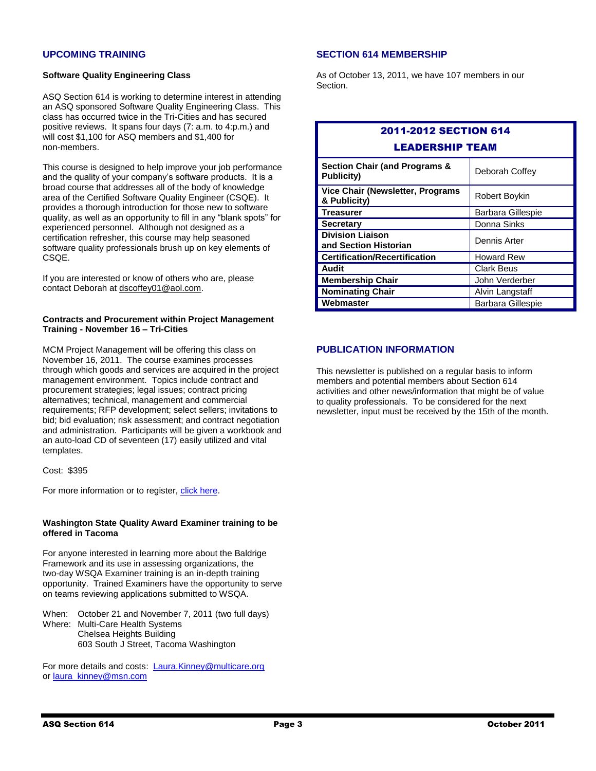## UPCOMING TRAINING

### Software Quality Engineering Class

ASQ Section 614 is working to determine interest in attending an ASQ sponsored Software Quality Engineering Class. This class has occurred twice in the Tri-Cities and has secured positive reviews. It spans four days (7: a.m. to 4:p.m.) and will cost $1,100 for ASQ members and $1,400 for non-members.

This course is designed to help improve your job performance and the quality of your company's software products. It is a broad course that addresses all of the body of knowledge area of the Certified Software Quality Engineer (CSQE). It provides a thorough introduction for those new to software quality, as well as an opportunity to fill in any "blank spots" for experienced personnel. Although not designed as a certification refresher, this course may help seasoned software quality professionals brush up on key elements of CSQE.

If you are interested or know of others who are, please contact Deborah at dscoffey01@aol.com.

### Contracts and Procurement within Project Management Training - November 16 – Tri-Cities

MCM Project Management will be offering this class on November 16, 2011. The course examines processes through which goods and services are acquired in the project management environment. Topics include contract and procurement strategies; legal issues; contract pricing alternatives; technical, management and commercial requirements; RFP development; select sellers; invitations to bid; bid evaluation; risk assessment; and contract negotiation and administration. Participants will be given a workbook and an auto-load CD of seventeen (17) easily utilized and vital templates.

Cost: $395

For more information or to register, click here.

### Washington State Quality Award Examiner training to be offered in Tacoma

For anyone interested in learning more about the Baldrige Framework and its use in assessing organizations, the two-day WSQA Examiner training is an in-depth training opportunity. Trained Examiners have the opportunity to serve on teams reviewing applications submitted to WSQA.

When: October 21 and November 7, 2011 (two full days)
Where: Multi-Care Health Systems
Chelsea Heights Building
603 South J Street, Tacoma Washington

For more details and costs: Laura.Kinney@multicare.org or laura_kinney@msn.com

## SECTION 614 MEMBERSHIP

As of October 13, 2011, we have 107 members in our Section.

| 2011-2012 SECTION 614 LEADERSHIP TEAM | |
|---|---|
| **Section Chair (and Programs & Publicity)** | Deborah Coffey |
| **Vice Chair (Newsletter, Programs & Publicity)** | Robert Boykin |
| **Treasurer** | Barbara Gillespie |
| **Secretary** | Donna Sinks |
| **Division Liaison and Section Historian** | Dennis Arter |
| **Certification/Recertification** | Howard Rew |
| **Audit** | Clark Beus |
| **Membership Chair** | John Verderber |
| **Nominating Chair** | Alvin Langstaff |
| **Webmaster** | Barbara Gillespie |

## PUBLICATION INFORMATION

This newsletter is published on a regular basis to inform members and potential members about Section 614 activities and other news/information that might be of value to quality professionals. To be considered for the next newsletter, input must be received by the 15th of the month.